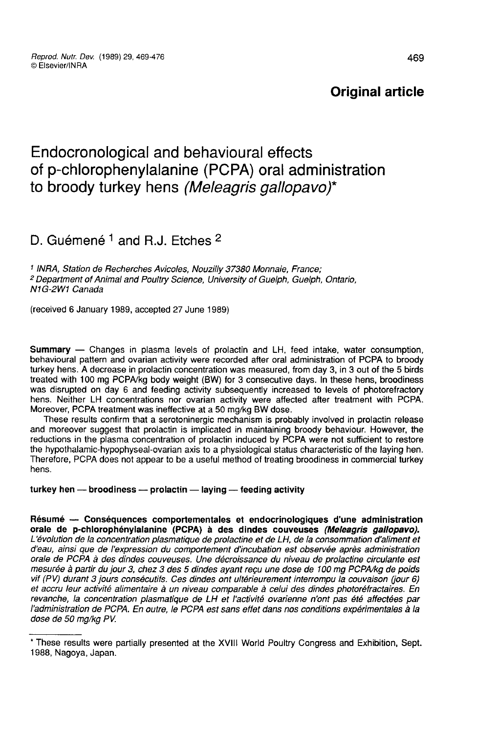**Original article**

# Endocronological and behavioural effects of p-chlorophenylalanine (PCPA) oral administration to broody turkey hens *(Meleagris gallopavo)**

D. Guémené [1] and R.J. Etches [2]

[1] INRA, Station de Recherches Avicoles, Nouzilly 37380 Monnaie, France;
[2] Department of Animal and Poultry Science, University of Guelph, Guelph, Ontario, N1G-2W1 Canada

(received 6 January 1989, accepted 27 June 1989)

**Summary** — Changes in plasma levels of prolactin and LH, feed intake, water consumption, behavioural pattern and ovarian activity were recorded after oral administration of PCPA to broody turkey hens. A decrease in prolactin concentration was measured, from day 3, in 3 out of the 5 birds treated with 100 mg PCPA/kg body weight (BW) for 3 consecutive days. In these hens, broodiness was disrupted on day 6 and feeding activity subsequently increased to levels of photorefractory hens. Neither LH concentrations nor ovarian activity were affected after treatment with PCPA. Moreover, PCPA treatment was ineffective at a 50 mg/kg BW dose.

These results confirm that a serotoninergic mechanism is probably involved in prolactin release and moreover suggest that prolactin is implicated in maintaining broody behaviour. However, the reductions in the plasma concentration of prolactin induced by PCPA were not sufficient to restore the hypothalamic-hypophyseal-ovarian axis to a physiological status characteristic of the laying hen. Therefore, PCPA does not appear to be a useful method of treating broodiness in commercial turkey hens.

**turkey hen — broodiness — prolactin — laying — feeding activity**

**Résumé — Conséquences comportementales et endocrinologiques d'une administration orale de p-chlorophénylalanine (PCPA) à des dindes couveuses *(Meleagris gallopavo)*.** *L'évolution de la concentration plasmatique de prolactine et de LH, de la consommation d'aliment et d'eau, ainsi que de l'expression du comportement d'incubation est observée après administration orale de PCPA à des dindes couveuses. Une décroissance du niveau de prolactine circulante est mesurée à partir du jour 3, chez 3 des 5 dindes ayant reçu une dose de 100 mg PCPA/kg de poids vif (PV) durant 3 jours consécutifs. Ces dindes ont ultérieurement interrompu la couvaison (jour 6) et accru leur activité alimentaire à un niveau comparable à celui des dindes photoréfractaires. En revanche, la concentration plasmatique de LH et l'activité ovarienne n'ont pas été affectées par l'administration de PCPA. En outre, le PCPA est sans effet dans nos conditions expérimentales à la dose de 50 mg/kg PV.*

---

\* These results were partially presented at the XVIII World Poultry Congress and Exhibition, Sept. 1988, Nagoya, Japan.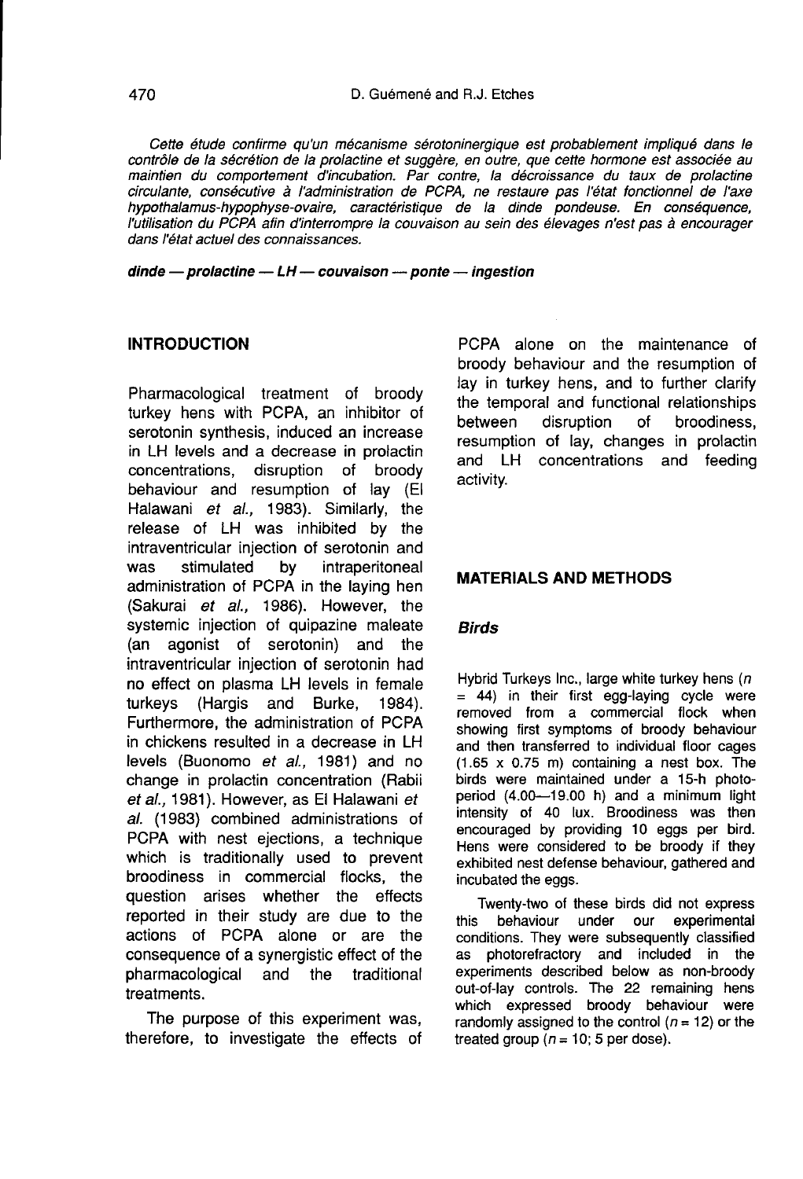*Cette étude confirme qu'un mécanisme sérotoninergique est probablement impliqué dans le contrôle de la sécrétion de la prolactine et suggère, en outre, que cette hormone est associée au maintien du comportement d'incubation. Par contre, la décroissance du taux de prolactine circulante, consécutive à l'administration de PCPA, ne restaure pas l'état fonctionnel de l'axe hypothalamus-hypophyse-ovaire, caractéristique de la dinde pondeuse. En conséquence, l'utilisation du PCPA afin d'interrompre la couvaison au sein des élevages n'est pas à encourager dans l'état actuel des connaissances.*

***dinde — prolactine — LH — couvaison — ponte — ingestion***

## INTRODUCTION

Pharmacological treatment of broody turkey hens with PCPA, an inhibitor of serotonin synthesis, induced an increase in LH levels and a decrease in prolactin concentrations, disruption of broody behaviour and resumption of lay (El Halawani *et al.,* 1983). Similarly, the release of LH was inhibited by the intraventricular injection of serotonin and was stimulated by intraperitoneal administration of PCPA in the laying hen (Sakurai *et al.,* 1986). However, the systemic injection of quipazine maleate (an agonist of serotonin) and the intraventricular injection of serotonin had no effect on plasma LH levels in female turkeys (Hargis and Burke, 1984). Furthermore, the administration of PCPA in chickens resulted in a decrease in LH levels (Buonomo *et al.,* 1981) and no change in prolactin concentration (Rabii *et al.,* 1981). However, as El Halawani *et al.* (1983) combined administrations of PCPA with nest ejections, a technique which is traditionally used to prevent broodiness in commercial flocks, the question arises whether the effects reported in their study are due to the actions of PCPA alone or are the consequence of a synergistic effect of the pharmacological and the traditional treatments.

The purpose of this experiment was, therefore, to investigate the effects of PCPA alone on the maintenance of broody behaviour and the resumption of lay in turkey hens, and to further clarify the temporal and functional relationships between disruption of broodiness, resumption of lay, changes in prolactin and LH concentrations and feeding activity.

## MATERIALS AND METHODS

### *Birds*

Hybrid Turkeys Inc., large white turkey hens ($n$ = 44) in their first egg-laying cycle were removed from a commercial flock when showing first symptoms of broody behaviour and then transferred to individual floor cages (1.65 x 0.75 m) containing a nest box. The birds were maintained under a 15-h photoperiod (4.00—19.00 h) and a minimum light intensity of 40 lux. Broodiness was then encouraged by providing 10 eggs per bird. Hens were considered to be broody if they exhibited nest defense behaviour, gathered and incubated the eggs.

Twenty-two of these birds did not express this behaviour under our experimental conditions. They were subsequently classified as photorefractory and included in the experiments described below as non-broody out-of-lay controls. The 22 remaining hens which expressed broody behaviour were randomly assigned to the control ($n$ = 12) or the treated group ($n$ = 10; 5 per dose).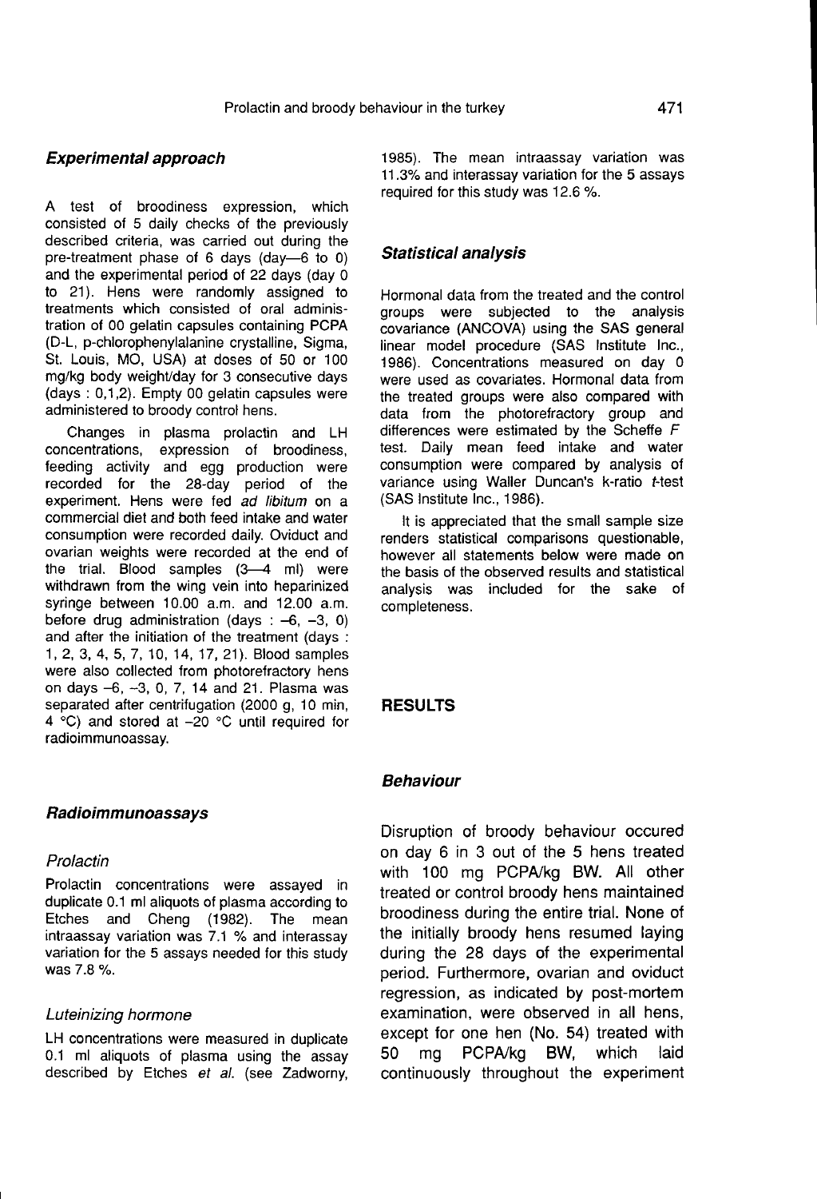### *Experimental approach*

A test of broodiness expression, which consisted of 5 daily checks of the previously described criteria, was carried out during the pre-treatment phase of 6 days (day—6 to 0) and the experimental period of 22 days (day 0 to 21). Hens were randomly assigned to treatments which consisted of oral administration of 00 gelatin capsules containing PCPA (D-L, p-chlorophenylalanine crystalline, Sigma, St. Louis, MO, USA) at doses of 50 or 100 mg/kg body weight/day for 3 consecutive days (days : 0,1,2). Empty 00 gelatin capsules were administered to broody control hens.

Changes in plasma prolactin and LH concentrations, expression of broodiness, feeding activity and egg production were recorded for the 28-day period of the experiment. Hens were fed *ad libitum* on a commercial diet and both feed intake and water consumption were recorded daily. Oviduct and ovarian weights were recorded at the end of the trial. Blood samples (3—4 ml) were withdrawn from the wing vein into heparinized syringe between 10.00 a.m. and 12.00 a.m. before drug administration (days : –6, –3, 0) and after the initiation of the treatment (days : 1, 2, 3, 4, 5, 7, 10, 14, 17, 21). Blood samples were also collected from photorefractory hens on days –6, –3, 0, 7, 14 and 21. Plasma was separated after centrifugation (2000 g, 10 min, 4 °C) and stored at –20 °C until required for radioimmunoassay.

### *Radioimmunoassays*

#### *Prolactin*

Prolactin concentrations were assayed in duplicate 0.1 ml aliquots of plasma according to Etches and Cheng (1982). The mean intraassay variation was 7.1 % and interassay variation for the 5 assays needed for this study was 7.8 %.

#### *Luteinizing hormone*

LH concentrations were measured in duplicate 0.1 ml aliquots of plasma using the assay described by Etches *et al.* (see Zadworny, 1985). The mean intraassay variation was 11.3% and interassay variation for the 5 assays required for this study was 12.6 %.

### *Statistical analysis*

Hormonal data from the treated and the control groups were subjected to the analysis covariance (ANCOVA) using the SAS general linear model procedure (SAS Institute Inc., 1986). Concentrations measured on day 0 were used as covariates. Hormonal data from the treated groups were also compared with data from the photorefractory group and differences were estimated by the Scheffe *F* test. Daily mean feed intake and water consumption were compared by analysis of variance using Waller Duncan's k-ratio *t*-test (SAS Institute Inc., 1986).

It is appreciated that the small sample size renders statistical comparisons questionable, however all statements below were made on the basis of the observed results and statistical analysis was included for the sake of completeness.

## RESULTS

### *Behaviour*

Disruption of broody behaviour occured on day 6 in 3 out of the 5 hens treated with 100 mg PCPA/kg BW. All other treated or control broody hens maintained broodiness during the entire trial. None of the initially broody hens resumed laying during the 28 days of the experimental period. Furthermore, ovarian and oviduct regression, as indicated by post-mortem examination, were observed in all hens, except for one hen (No. 54) treated with 50 mg PCPA/kg BW, which laid continuously throughout the experiment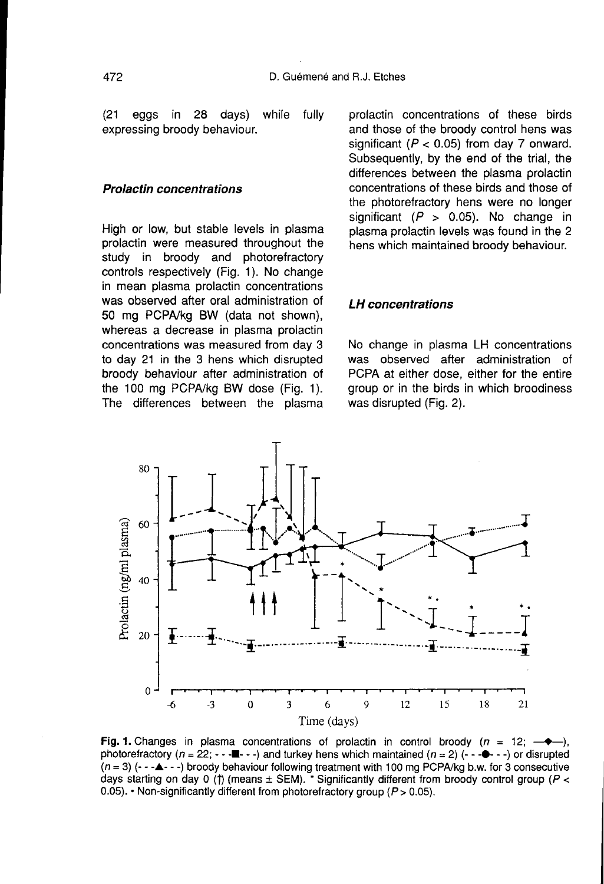(21 eggs in 28 days) while fully expressing broody behaviour.

### *Prolactin concentrations*

High or low, but stable levels in plasma prolactin were measured throughout the study in broody and photorefractory controls respectively (Fig. 1). No change in mean plasma prolactin concentrations was observed after oral administration of 50 mg PCPA/kg BW (data not shown), whereas a decrease in plasma prolactin concentrations was measured from day 3 to day 21 in the 3 hens which disrupted broody behaviour after administration of the 100 mg PCPA/kg BW dose (Fig. 1). The differences between the plasma prolactin concentrations of these birds and those of the broody control hens was significant ($P < 0.05$) from day 7 onward. Subsequently, by the end of the trial, the differences between the plasma prolactin concentrations of these birds and those of the photorefractory hens were no longer significant ($P > 0.05$). No change in plasma prolactin levels was found in the 2 hens which maintained broody behaviour.

### *LH concentrations*

No change in plasma LH concentrations was observed after administration of PCPA at either dose, either for the entire group or in the birds in which broodiness was disrupted (Fig. 2).

**Fig. 1.** Changes in plasma concentrations of prolactin in control broody ($n = 12$; —◆—), photorefractory ($n = 22$; - - -■- - -) and turkey hens which maintained ($n = 2$) (- - -●- - -) or disrupted ($n = 3$) (- - -▲- - -) broody behaviour following treatment with 100 mg PCPA/kg b.w. for 3 consecutive days starting on day 0 (↑) (means ± SEM). * Significantly different from broody control group ($P < 0.05$). • Non-significantly different from photorefractory group ($P > 0.05$).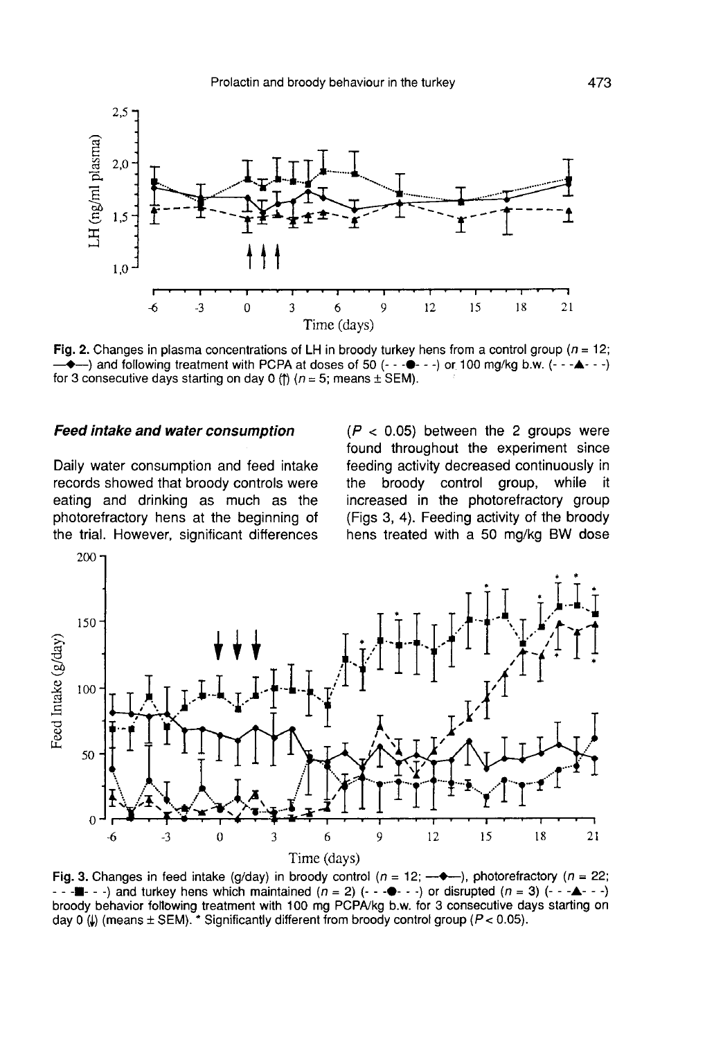**Fig. 2.** Changes in plasma concentrations of LH in broody turkey hens from a control group ($n$ = 12; —◆—) and following treatment with PCPA at doses of 50 (- - -●- - -) or 100 mg/kg b.w. (- - -▲- - -) for 3 consecutive days starting on day 0 (↑) ($n$ = 5; means ± SEM).

### *Feed intake and water consumption*

Daily water consumption and feed intake records showed that broody controls were eating and drinking as much as the photorefractory hens at the beginning of the trial. However, significant differences ($P$ < 0.05) between the 2 groups were found throughout the experiment since feeding activity decreased continuously in the broody control group, while it increased in the photorefractory group (Figs 3, 4). Feeding activity of the broody hens treated with a 50 mg/kg BW dose

**Fig. 3.** Changes in feed intake (g/day) in broody control ($n$ = 12; —◆—), photorefractory ($n$ = 22; - - -■- - -) and turkey hens which maintained ($n$ = 2) (- - -●- - -) or disrupted ($n$ = 3) (- - -▲- - -) broody behavior following treatment with 100 mg PCPA/kg b.w. for 3 consecutive days starting on day 0 (↓) (means ± SEM). * Significantly different from broody control group ($P$ < 0.05).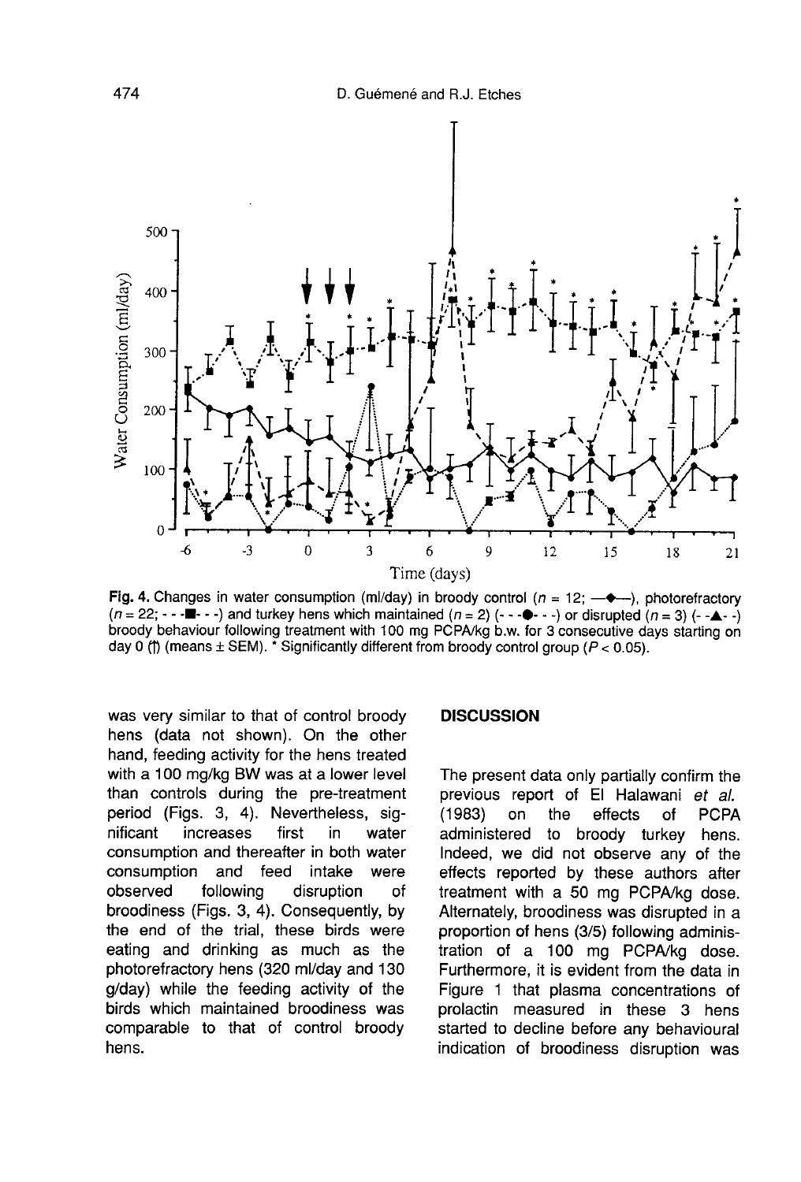Fig. 4. Changes in water consumption (ml/day) in broody control ($n$ = 12; —◆—), photorefractory ($n$ = 22; - - -■- - -) and turkey hens which maintained ($n$ = 2) (- - -●- - -) or disrupted ($n$ = 3) (- -▲- -) broody behaviour following treatment with 100 mg PCPA/kg b.w. for 3 consecutive days starting on day 0 (↑) (means ± SEM). * Significantly different from broody control group ($P < 0.05$).

was very similar to that of control broody hens (data not shown). On the other hand, feeding activity for the hens treated with a 100 mg/kg BW was at a lower level than controls during the pre-treatment period (Figs. 3, 4). Nevertheless, significant increases first in water consumption and thereafter in both water consumption and feed intake were observed following disruption of broodiness (Figs. 3, 4). Consequently, by the end of the trial, these birds were eating and drinking as much as the photorefractory hens (320 ml/day and 130 g/day) while the feeding activity of the birds which maintained broodiness was comparable to that of control broody hens.

## DISCUSSION

The present data only partially confirm the previous report of El Halawani *et al.* (1983) on the effects of PCPA administered to broody turkey hens. Indeed, we did not observe any of the effects reported by these authors after treatment with a 50 mg PCPA/kg dose. Alternately, broodiness was disrupted in a proportion of hens (3/5) following administration of a 100 mg PCPA/kg dose. Furthermore, it is evident from the data in Figure 1 that plasma concentrations of prolactin measured in these 3 hens started to decline before any behavioural indication of broodiness disruption was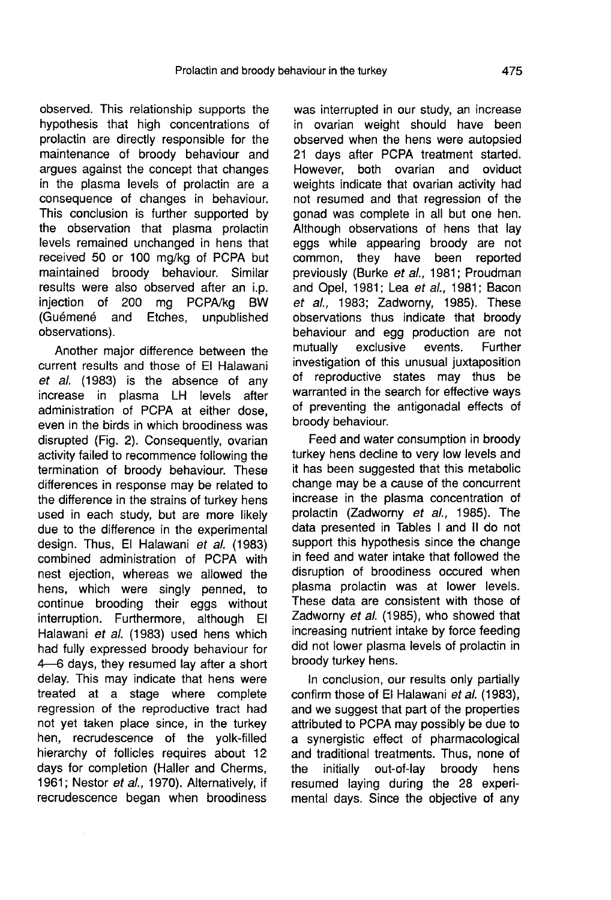observed. This relationship supports the hypothesis that high concentrations of prolactin are directly responsible for the maintenance of broody behaviour and argues against the concept that changes in the plasma levels of prolactin are a consequence of changes in behaviour. This conclusion is further supported by the observation that plasma prolactin levels remained unchanged in hens that received 50 or 100 mg/kg of PCPA but maintained broody behaviour. Similar results were also observed after an i.p. injection of 200 mg PCPA/kg BW (Guémené and Etches, unpublished observations).

Another major difference between the current results and those of El Halawani *et al.* (1983) is the absence of any increase in plasma LH levels after administration of PCPA at either dose, even in the birds in which broodiness was disrupted (Fig. 2). Consequently, ovarian activity failed to recommence following the termination of broody behaviour. These differences in response may be related to the difference in the strains of turkey hens used in each study, but are more likely due to the difference in the experimental design. Thus, El Halawani *et al.* (1983) combined administration of PCPA with nest ejection, whereas we allowed the hens, which were singly penned, to continue brooding their eggs without interruption. Furthermore, although El Halawani *et al.* (1983) used hens which had fully expressed broody behaviour for 4—6 days, they resumed lay after a short delay. This may indicate that hens were treated at a stage where complete regression of the reproductive tract had not yet taken place since, in the turkey hen, recrudescence of the yolk-filled hierarchy of follicles requires about 12 days for completion (Haller and Cherms, 1961; Nestor *et al.*, 1970). Alternatively, if recrudescence began when broodiness was interrupted in our study, an increase in ovarian weight should have been observed when the hens were autopsied 21 days after PCPA treatment started. However, both ovarian and oviduct weights indicate that ovarian activity had not resumed and that regression of the gonad was complete in all but one hen. Although observations of hens that lay eggs while appearing broody are not common, they have been reported previously (Burke *et al.*, 1981; Proudman and Opel, 1981; Lea *et al.*, 1981; Bacon *et al.*, 1983; Zadworny, 1985). These observations thus indicate that broody behaviour and egg production are not mutually exclusive events. Further investigation of this unusual juxtaposition of reproductive states may thus be warranted in the search for effective ways of preventing the antigonadal effects of broody behaviour.

Feed and water consumption in broody turkey hens decline to very low levels and it has been suggested that this metabolic change may be a cause of the concurrent increase in the plasma concentration of prolactin (Zadworny *et al.*, 1985). The data presented in Tables I and II do not support this hypothesis since the change in feed and water intake that followed the disruption of broodiness occured when plasma prolactin was at lower levels. These data are consistent with those of Zadworny *et al.* (1985), who showed that increasing nutrient intake by force feeding did not lower plasma levels of prolactin in broody turkey hens.

In conclusion, our results only partially confirm those of El Halawani *et al.* (1983), and we suggest that part of the properties attributed to PCPA may possibly be due to a synergistic effect of pharmacological and traditional treatments. Thus, none of the initially out-of-lay broody hens resumed laying during the 28 experimental days. Since the objective of any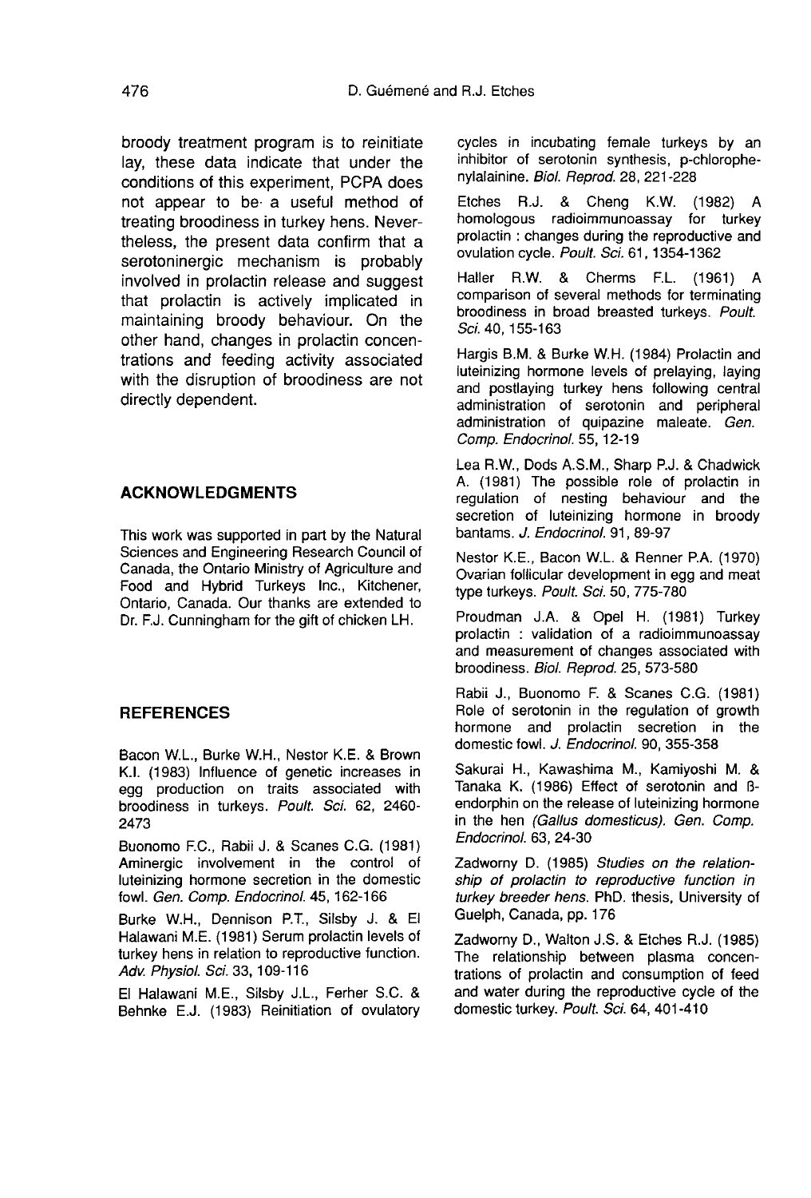broody treatment program is to reinitiate lay, these data indicate that under the conditions of this experiment, PCPA does not appear to be a useful method of treating broodiness in turkey hens. Nevertheless, the present data confirm that a serotoninergic mechanism is probably involved in prolactin release and suggest that prolactin is actively implicated in maintaining broody behaviour. On the other hand, changes in prolactin concentrations and feeding activity associated with the disruption of broodiness are not directly dependent.

## ACKNOWLEDGMENTS

This work was supported in part by the Natural Sciences and Engineering Research Council of Canada, the Ontario Ministry of Agriculture and Food and Hybrid Turkeys Inc., Kitchener, Ontario, Canada. Our thanks are extended to Dr. F.J. Cunningham for the gift of chicken LH.

## REFERENCES

Bacon W.L., Burke W.H., Nestor K.E. & Brown K.I. (1983) Influence of genetic increases in egg production on traits associated with broodiness in turkeys. *Poult. Sci.* 62, 2460-2473

Buonomo F.C., Rabii J. & Scanes C.G. (1981) Aminergic involvement in the control of luteinizing hormone secretion in the domestic fowl. *Gen. Comp. Endocrinol.* 45, 162-166

Burke W.H., Dennison P.T., Silsby J. & El Halawani M.E. (1981) Serum prolactin levels of turkey hens in relation to reproductive function. *Adv. Physiol. Sci.* 33, 109-116

El Halawani M.E., Silsby J.L., Ferher S.C. & Behnke E.J. (1983) Reinitiation of ovulatory cycles in incubating female turkeys by an inhibitor of serotonin synthesis, p-chlorophenylalainine. *Biol. Reprod.* 28, 221-228

Etches R.J. & Cheng K.W. (1982) A homologous radioimmunoassay for turkey prolactin : changes during the reproductive and ovulation cycle. *Poult. Sci.* 61, 1354-1362

Haller R.W. & Cherms F.L. (1961) A comparison of several methods for terminating broodiness in broad breasted turkeys. *Poult. Sci.* 40, 155-163

Hargis B.M. & Burke W.H. (1984) Prolactin and luteinizing hormone levels of prelaying, laying and postlaying turkey hens following central administration of serotonin and peripheral administration of quipazine maleate. *Gen. Comp. Endocrinol.* 55, 12-19

Lea R.W., Dods A.S.M., Sharp P.J. & Chadwick A. (1981) The possible role of prolactin in regulation of nesting behaviour and the secretion of luteinizing hormone in broody bantams. *J. Endocrinol.* 91, 89-97

Nestor K.E., Bacon W.L. & Renner P.A. (1970) Ovarian follicular development in egg and meat type turkeys. *Poult. Sci.* 50, 775-780

Proudman J.A. & Opel H. (1981) Turkey prolactin : validation of a radioimmunoassay and measurement of changes associated with broodiness. *Biol. Reprod.* 25, 573-580

Rabii J., Buonomo F. & Scanes C.G. (1981) Role of serotonin in the regulation of growth hormone and prolactin secretion in the domestic fowl. *J. Endocrinol.* 90, 355-358

Sakurai H., Kawashima M., Kamiyoshi M. & Tanaka K. (1986) Effect of serotonin and ß-endorphin on the release of luteinizing hormone in the hen *(Gallus domesticus)*. *Gen. Comp. Endocrinol.* 63, 24-30

Zadworny D. (1985) *Studies on the relationship of prolactin to reproductive function in turkey breeder hens.* PhD. thesis, University of Guelph, Canada, pp. 176

Zadworny D., Walton J.S. & Etches R.J. (1985) The relationship between plasma concentrations of prolactin and consumption of feed and water during the reproductive cycle of the domestic turkey. *Poult. Sci.* 64, 401-410